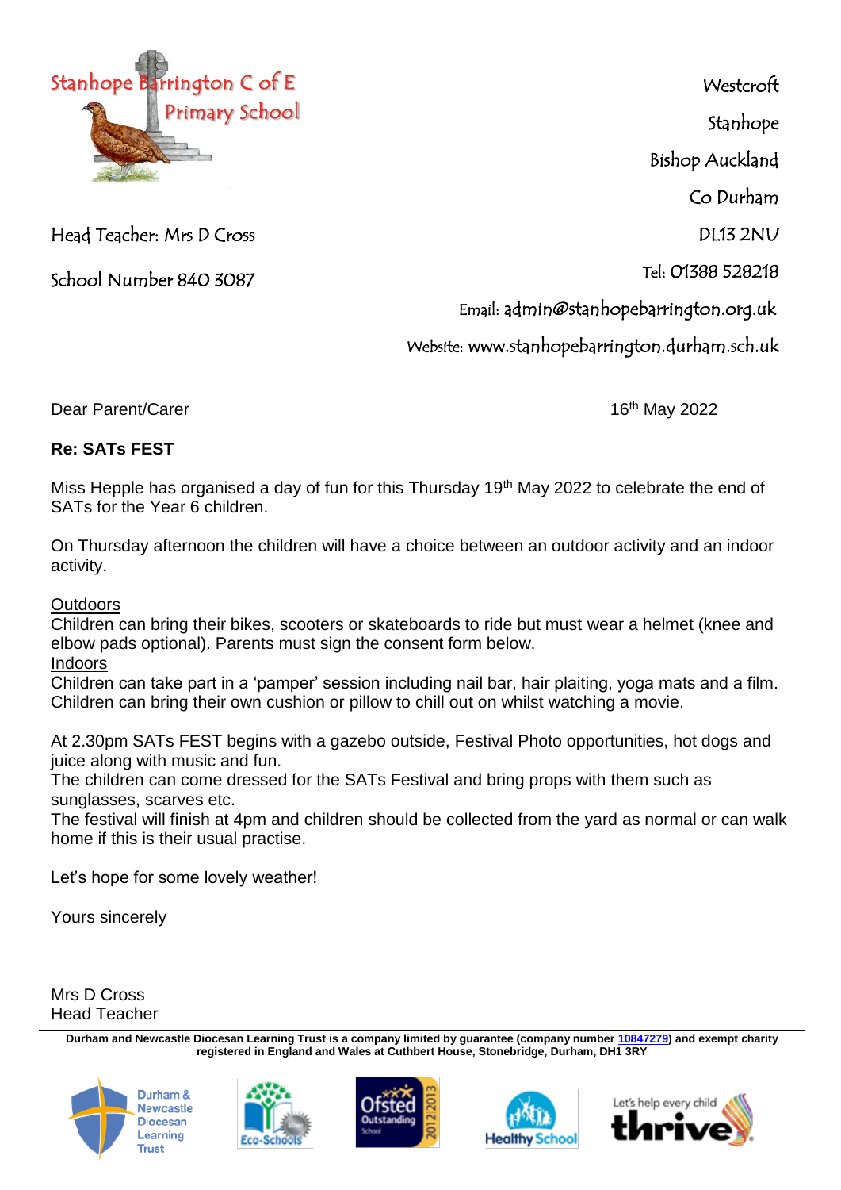Stanhope Barrington C of E Primary School

Head Teacher: Mrs D Cross

School Number 840 3087

Westcroft
Stanhope
Bishop Auckland
Co Durham
DL13 2NU

Tel: 01388 528218

Email: admin@stanhopebarrington.org.uk

Website: www.stanhopebarrington.durham.sch.uk

Dear Parent/Carer

16th May 2022

**Re: SATs FEST**

Miss Hepple has organised a day of fun for this Thursday 19th May 2022 to celebrate the end of SATs for the Year 6 children.

On Thursday afternoon the children will have a choice between an outdoor activity and an indoor activity.

<u>Outdoors</u>
Children can bring their bikes, scooters or skateboards to ride but must wear a helmet (knee and elbow pads optional). Parents must sign the consent form below.
<u>Indoors</u>
Children can take part in a 'pamper' session including nail bar, hair plaiting, yoga mats and a film. Children can bring their own cushion or pillow to chill out on whilst watching a movie.

At 2.30pm SATs FEST begins with a gazebo outside, Festival Photo opportunities, hot dogs and juice along with music and fun.
The children can come dressed for the SATs Festival and bring props with them such as sunglasses, scarves etc.
The festival will finish at 4pm and children should be collected from the yard as normal or can walk home if this is their usual practise.

Let's hope for some lovely weather!

Yours sincerely

Mrs D Cross
Head Teacher

**Durham and Newcastle Diocesan Learning Trust is a company limited by guarantee (company number 10847279) and exempt charity registered in England and Wales at Cuthbert House, Stonebridge, Durham, DH1 3RY**

Durham & Newcastle Diocesan Learning Trust | Eco-Schools | Ofsted Outstanding School 2012 2013 | Healthy School | Let's help every child thrive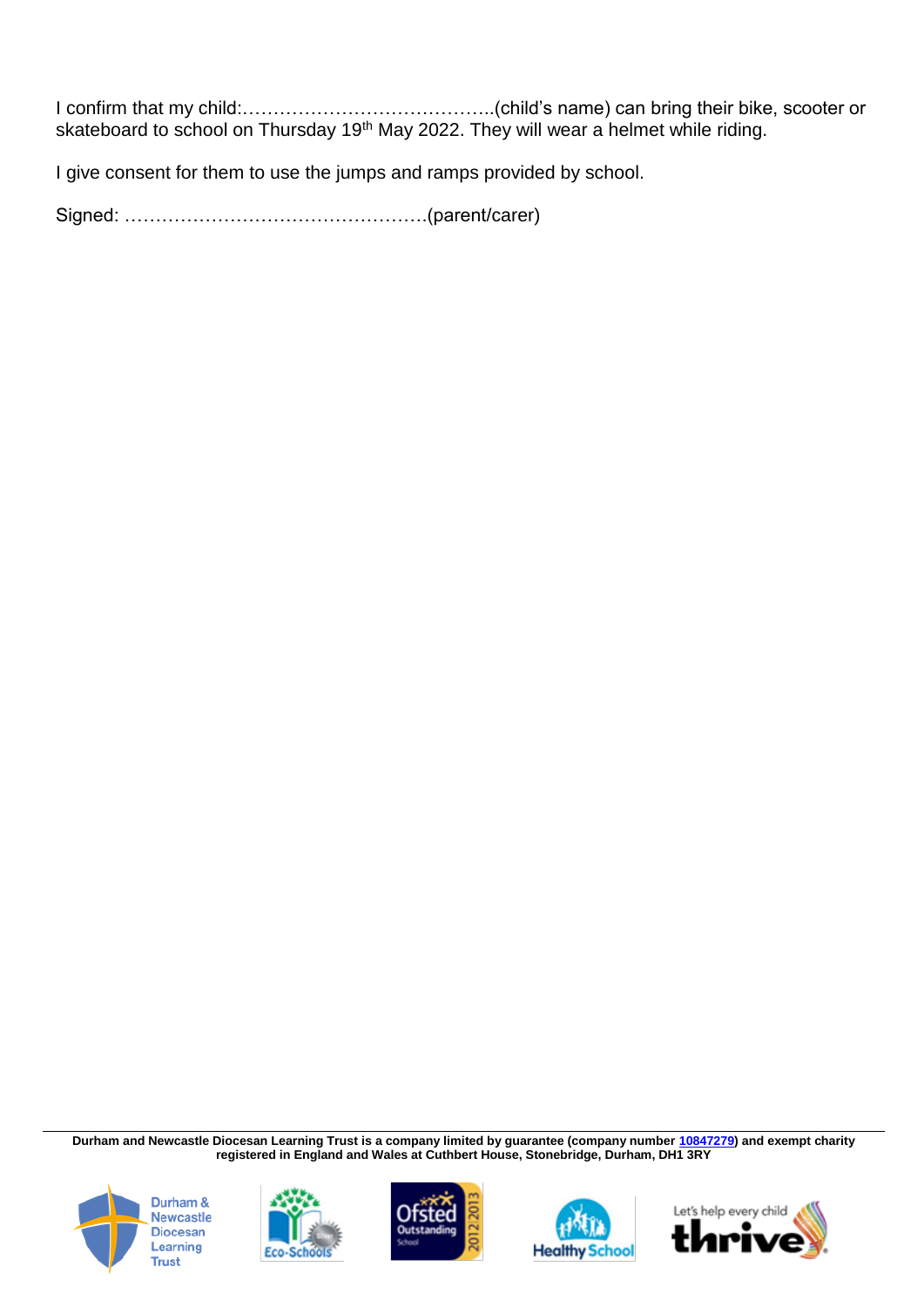I confirm that my child:…………………………………..(child's name) can bring their bike, scooter or skateboard to school on Thursday 19th May 2022. They will wear a helmet while riding.

I give consent for them to use the jumps and ramps provided by school.

Signed: ………………………………………….(parent/carer)